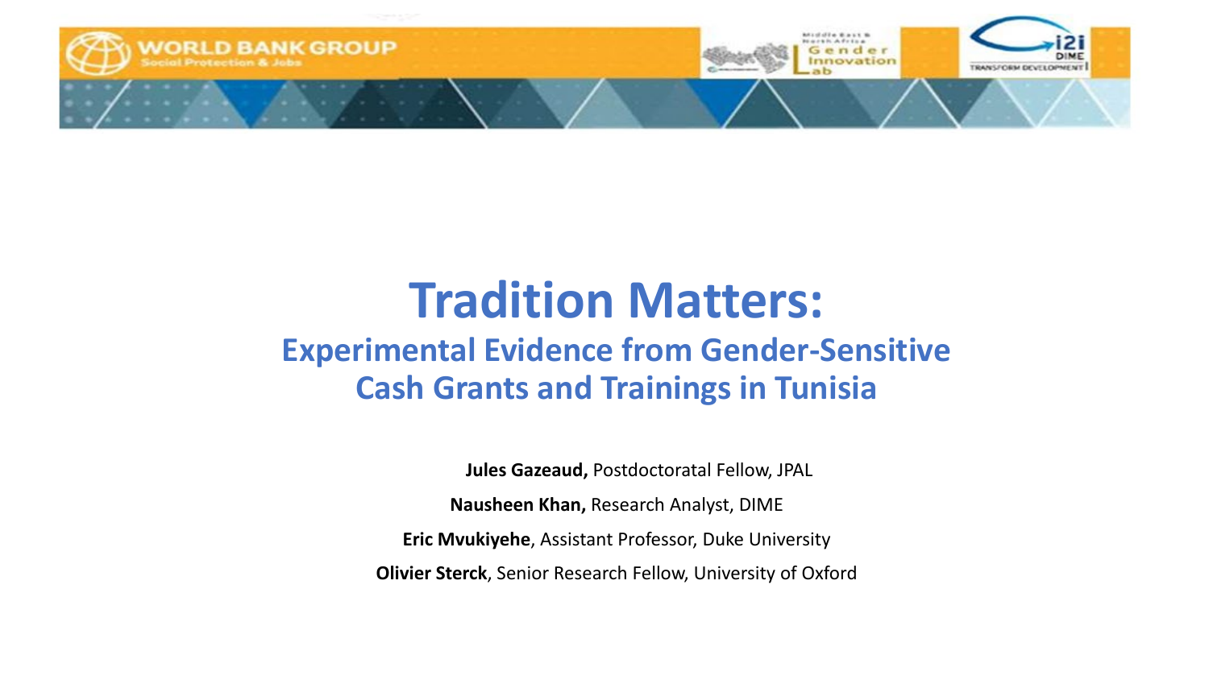# Tradition Matters:

## Experimental Evidence from Gender-Sensitive Cash Grants and Trainings in Tunisia

**Jules Gazeaud,** Postdoctoratal Fellow, JPAL

**Nausheen Khan,** Research Analyst, DIME

**Eric Mvukiyehe**, Assistant Professor, Duke University

**Olivier Sterck**, Senior Research Fellow, University of Oxford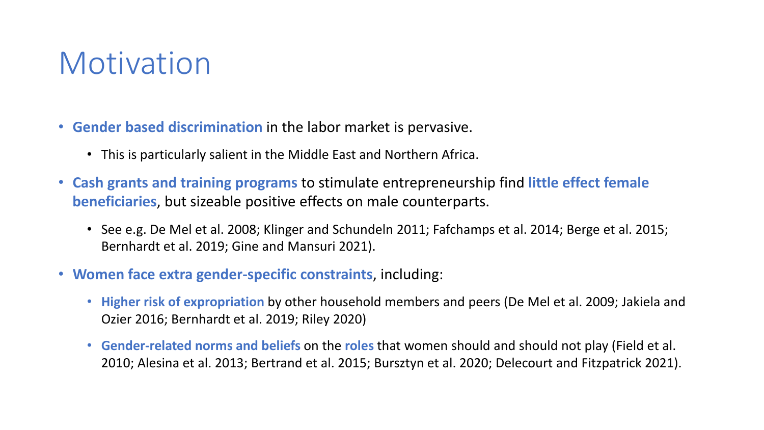# Motivation

- **Gender based discrimination** in the labor market is pervasive.
  - This is particularly salient in the Middle East and Northern Africa.
- **Cash grants and training programs** to stimulate entrepreneurship find **little effect female beneficiaries**, but sizeable positive effects on male counterparts.
  - See e.g. De Mel et al. 2008; Klinger and Schundeln 2011; Fafchamps et al. 2014; Berge et al. 2015; Bernhardt et al. 2019; Gine and Mansuri 2021).
- **Women face extra gender-specific constraints**, including:
  - **Higher risk of expropriation** by other household members and peers (De Mel et al. 2009; Jakiela and Ozier 2016; Bernhardt et al. 2019; Riley 2020)
  - **Gender-related norms and beliefs** on the **roles** that women should and should not play (Field et al. 2010; Alesina et al. 2013; Bertrand et al. 2015; Bursztyn et al. 2020; Delecourt and Fitzpatrick 2021).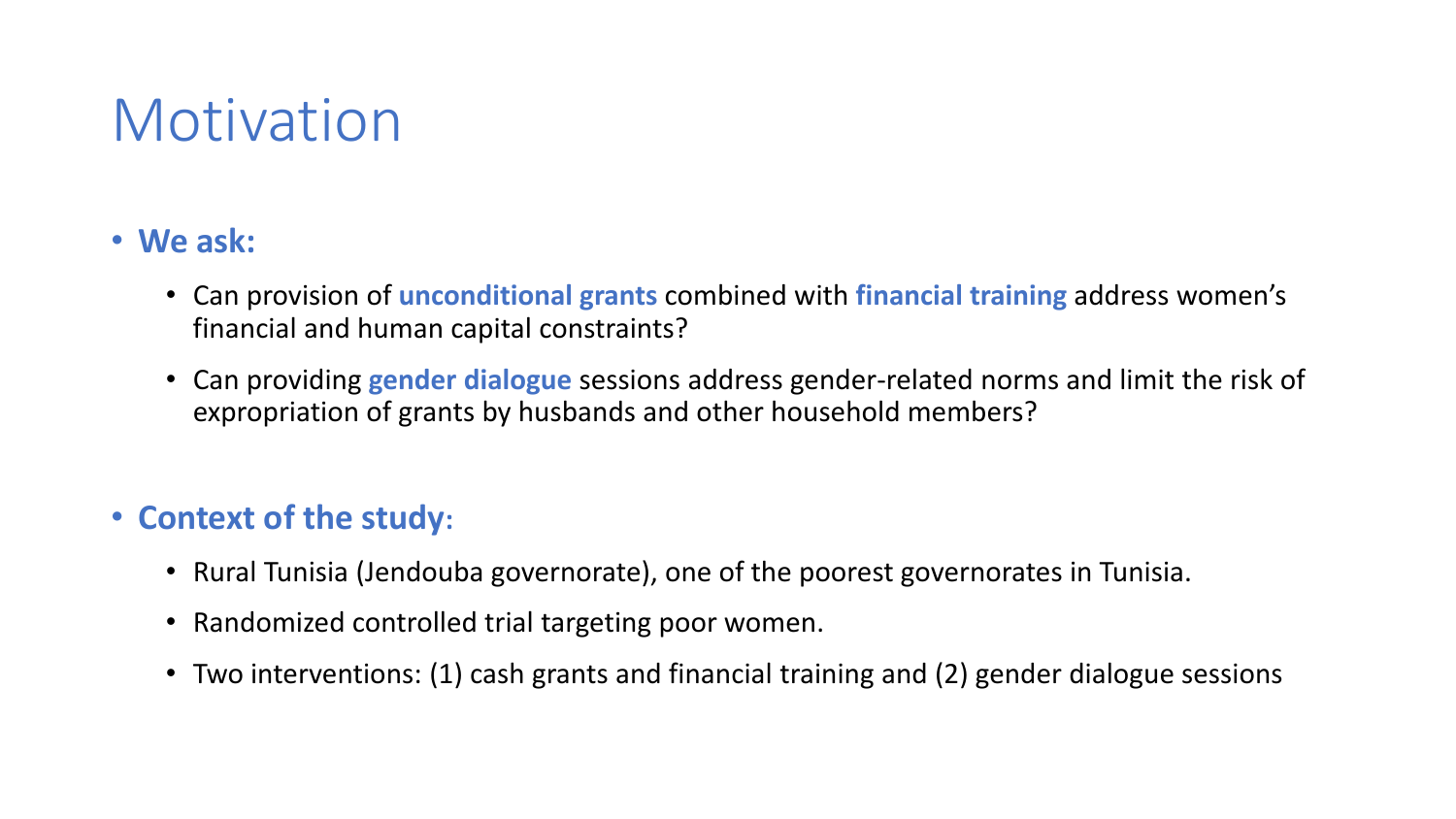# Motivation

- **We ask:**
  - Can provision of **unconditional grants** combined with **financial training** address women's financial and human capital constraints?
  - Can providing **gender dialogue** sessions address gender-related norms and limit the risk of expropriation of grants by husbands and other household members?

- **Context of the study**:
  - Rural Tunisia (Jendouba governorate), one of the poorest governorates in Tunisia.
  - Randomized controlled trial targeting poor women.
  - Two interventions: (1) cash grants and financial training and (2) gender dialogue sessions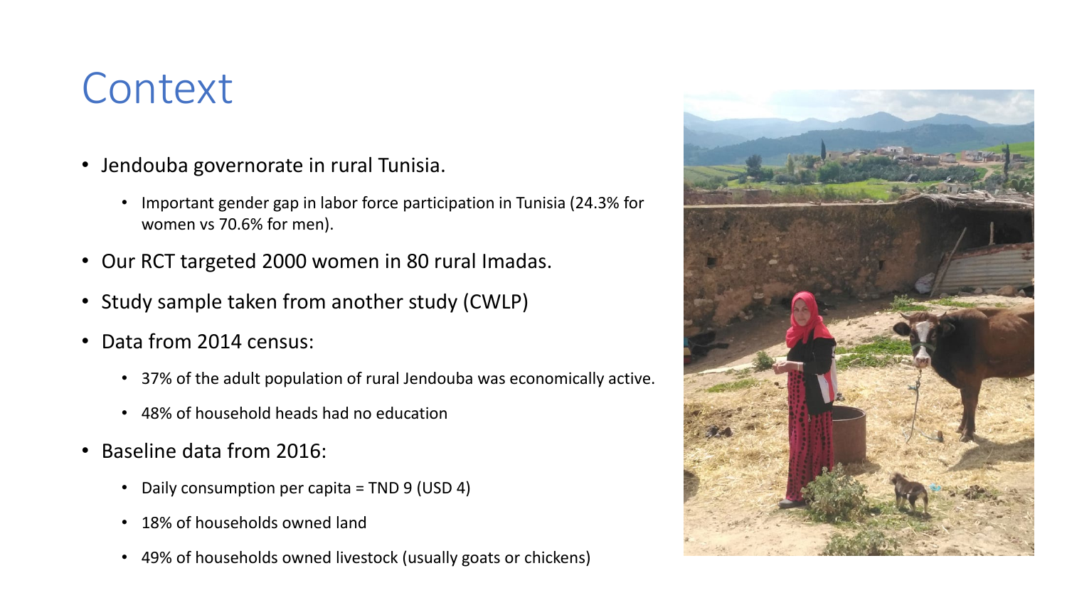# Context

- Jendouba governorate in rural Tunisia.
  - Important gender gap in labor force participation in Tunisia (24.3% for women vs 70.6% for men).
- Our RCT targeted 2000 women in 80 rural Imadas.
- Study sample taken from another study (CWLP)
- Data from 2014 census:
  - 37% of the adult population of rural Jendouba was economically active.
  - 48% of household heads had no education
- Baseline data from 2016:
  - Daily consumption per capita = TND 9 (USD 4)
  - 18% of households owned land
  - 49% of households owned livestock (usually goats or chickens)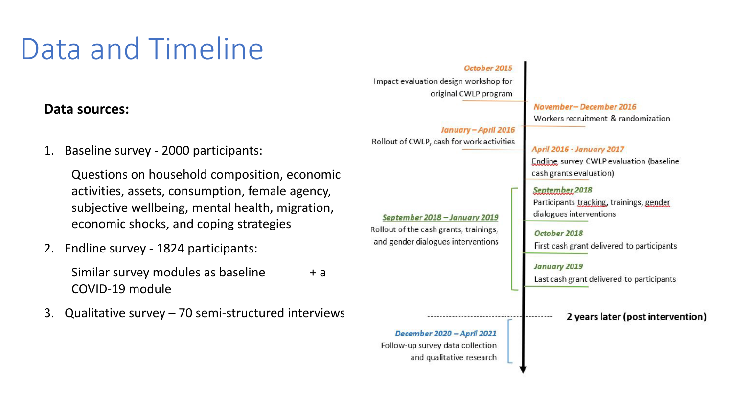# Data and Timeline

**Data sources:**

1. Baseline survey - 2000 participants:

   Questions on household composition, economic activities, assets, consumption, female agency, subjective wellbeing, mental health, migration, economic shocks, and coping strategies

2. Endline survey - 1824 participants:

   Similar survey modules as baseline + a COVID-19 module

3. Qualitative survey – 70 semi-structured interviews

*October 2015*
Impact evaluation design workshop for original CWLP program

*November – December 2016*
Workers recruitment & randomization

*January – April 2016*
Rollout of CWLP, cash for work activities

*April 2016 - January 2017*
Endline survey CWLP evaluation (baseline cash grants evaluation)

*September 2018*
Participants tracking, trainings, gender dialogues interventions

*September 2018 – January 2019*
Rollout of the cash grants, trainings, and gender dialogues interventions

*October 2018*
First cash grant delivered to participants

*January 2019*
Last cash grant delivered to participants

**2 years later (post intervention)**

*December 2020 – April 2021*
Follow-up survey data collection and qualitative research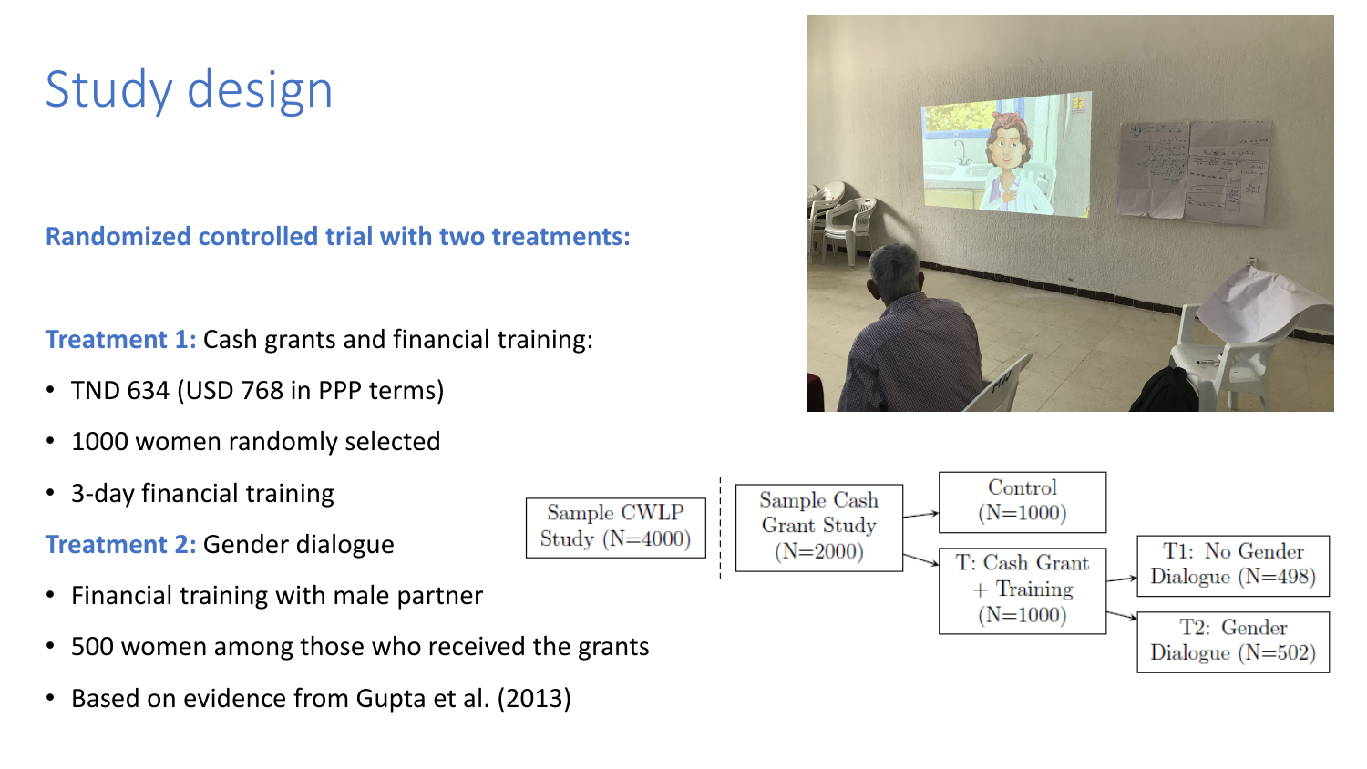# Study design

**Randomized controlled trial with two treatments:**

**Treatment 1:** Cash grants and financial training:

- TND 634 (USD 768 in PPP terms)
- 1000 women randomly selected
- 3-day financial training

**Treatment 2:** Gender dialogue

- Financial training with male partner
- 500 women among those who received the grants
- Based on evidence from Gupta et al. (2013)

Sample CWLP Study (N=4000)

Sample Cash Grant Study (N=2000)

Control (N=1000)

T: Cash Grant + Training (N=1000)

T1: No Gender Dialogue (N=498)

T2: Gender Dialogue (N=502)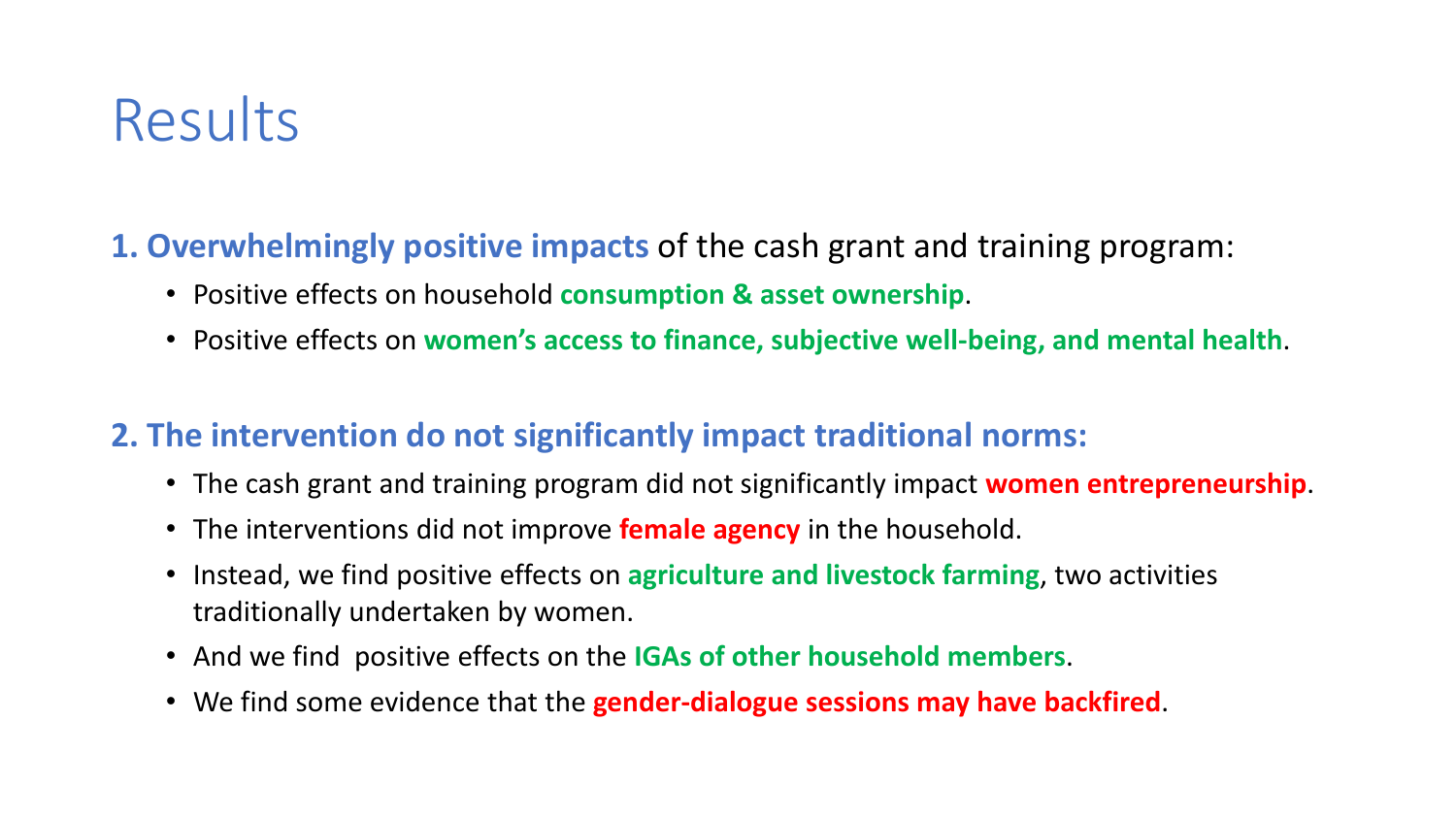# Results

**1. Overwhelmingly positive impacts** of the cash grant and training program:

- Positive effects on household **consumption & asset ownership**.
- Positive effects on **women's access to finance, subjective well-being, and mental health**.

**2. The intervention do not significantly impact traditional norms:**

- The cash grant and training program did not significantly impact **women entrepreneurship**.
- The interventions did not improve **female agency** in the household.
- Instead, we find positive effects on **agriculture and livestock farming**, two activities traditionally undertaken by women.
- And we find positive effects on the **IGAs of other household members**.
- We find some evidence that the **gender-dialogue sessions may have backfired**.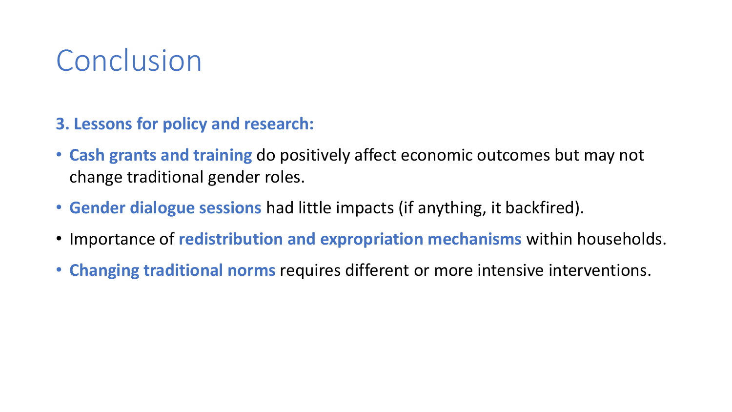# Conclusion

**3. Lessons for policy and research:**

- **Cash grants and training** do positively affect economic outcomes but may not change traditional gender roles.
- **Gender dialogue sessions** had little impacts (if anything, it backfired).
- Importance of **redistribution and expropriation mechanisms** within households.
- **Changing traditional norms** requires different or more intensive interventions.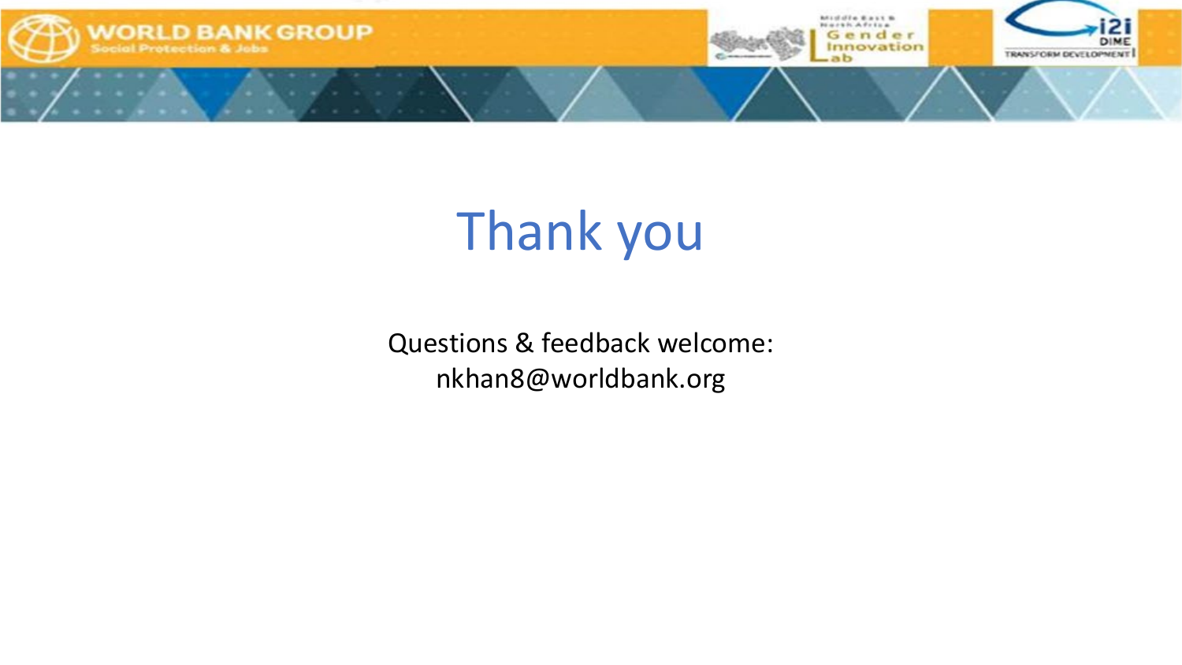# Thank you

Questions & feedback welcome:
nkhan8@worldbank.org